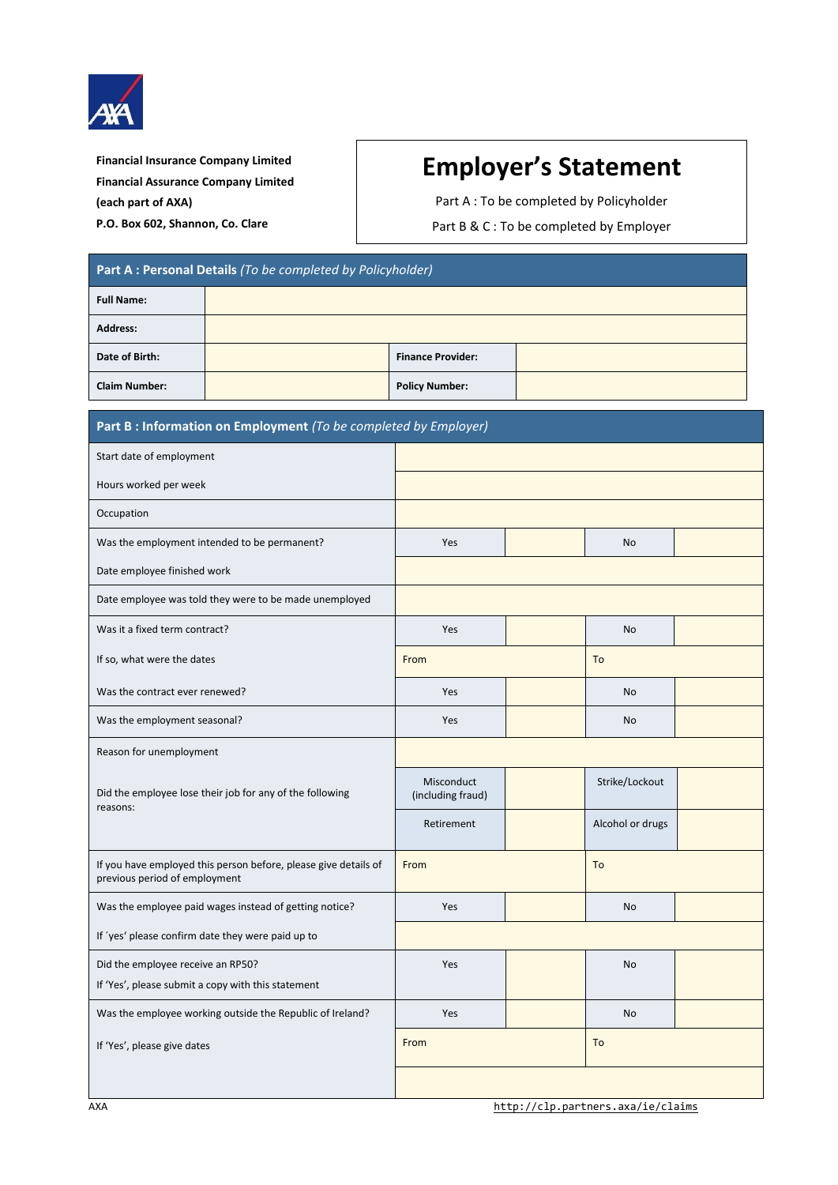Financial Insurance Company Limited
Financial Assurance Company Limited
(each part of AXA)
P.O. Box 602, Shannon, Co. Clare

# Employer's Statement

Part A : To be completed by Policyholder

Part B & C : To be completed by Employer

## Part A : Personal Details *(To be completed by Policyholder)*

| | | | |
|---|---|---|---|
| **Full Name:** | | | |
| **Address:** | | | |
| **Date of Birth:** | | **Finance Provider:** | |
| **Claim Number:** | | **Policy Number:** | |

## Part B : Information on Employment *(To be completed by Employer)*

| | | | | |
|---|---|---|---|---|
| Start date of employment | | | | |
| Hours worked per week | | | | |
| Occupation | | | | |
| Was the employment intended to be permanent? | Yes | | No | |
| Date employee finished work | | | | |
| Date employee was told they were to be made unemployed | | | | |
| Was it a fixed term contract? | Yes | | No | |
| If so, what were the dates | From | | To | |
| Was the contract ever renewed? | Yes | | No | |
| Was the employment seasonal? | Yes | | No | |
| Reason for unemployment | | | | |
| Did the employee lose their job for any of the following reasons: | Misconduct (including fraud) | | Strike/Lockout | |
| | Retirement | | Alcohol or drugs | |
| If you have employed this person before, please give details of previous period of employment | From | | To | |
| Was the employee paid wages instead of getting notice? | Yes | | No | |
| If ´yes' please confirm date they were paid up to | | | | |
| Did the employee receive an RP50? If 'Yes', please submit a copy with this statement | Yes | | No | |
| Was the employee working outside the Republic of Ireland? | Yes | | No | |
| If 'Yes', please give dates | From | | To | |
| | | | | |

AXA http://clp.partners.axa/ie/claims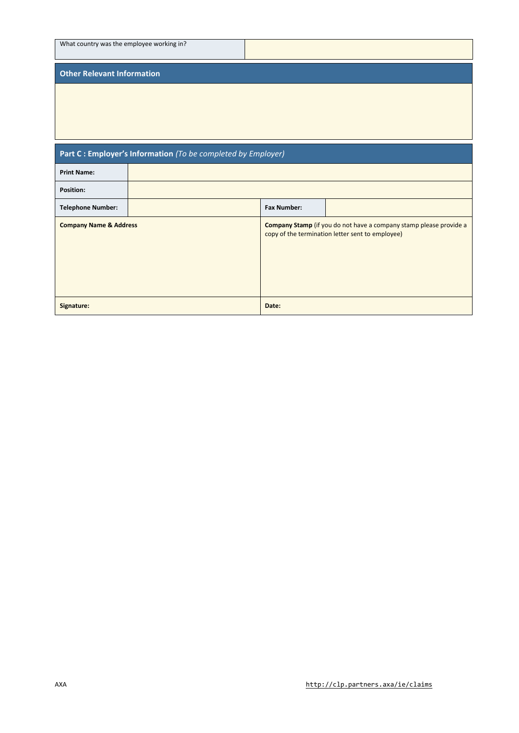| | |
|---|---|
| What country was the employee working in? | |

## Other Relevant Information

## Part C : Employer's Information *(To be completed by Employer)*

| | | | |
|---|---|---|---|
| **Print Name:** | | | |
| **Position:** | | | |
| **Telephone Number:** | | **Fax Number:** | |
| **Company Name & Address** | | **Company Stamp** (if you do not have a company stamp please provide a copy of the termination letter sent to employee) | |
| **Signature:** | | **Date:** | |